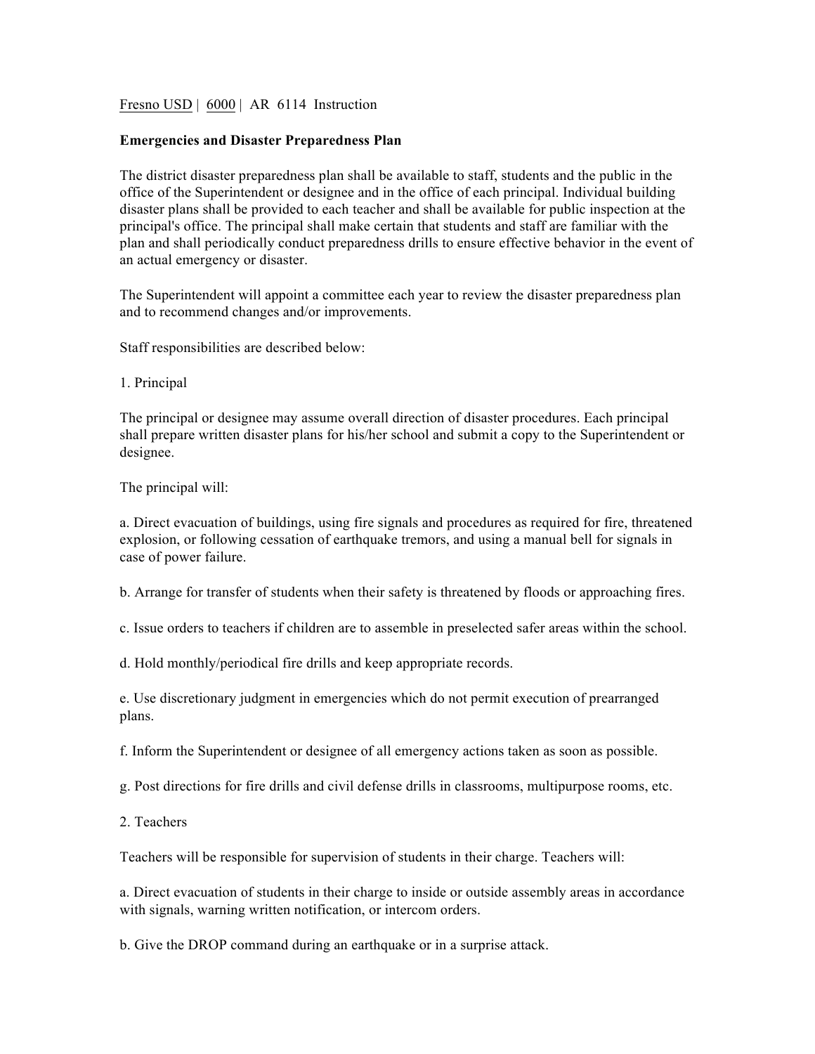Fresno USD | 6000 | AR 6114 Instruction

**Emergencies and Disaster Preparedness Plan**

The district disaster preparedness plan shall be available to staff, students and the public in the office of the Superintendent or designee and in the office of each principal. Individual building disaster plans shall be provided to each teacher and shall be available for public inspection at the principal's office. The principal shall make certain that students and staff are familiar with the plan and shall periodically conduct preparedness drills to ensure effective behavior in the event of an actual emergency or disaster.

The Superintendent will appoint a committee each year to review the disaster preparedness plan and to recommend changes and/or improvements.

Staff responsibilities are described below:

1. Principal

The principal or designee may assume overall direction of disaster procedures. Each principal shall prepare written disaster plans for his/her school and submit a copy to the Superintendent or designee.

The principal will:

a. Direct evacuation of buildings, using fire signals and procedures as required for fire, threatened explosion, or following cessation of earthquake tremors, and using a manual bell for signals in case of power failure.

b. Arrange for transfer of students when their safety is threatened by floods or approaching fires.

c. Issue orders to teachers if children are to assemble in preselected safer areas within the school.

d. Hold monthly/periodical fire drills and keep appropriate records.

e. Use discretionary judgment in emergencies which do not permit execution of prearranged plans.

f. Inform the Superintendent or designee of all emergency actions taken as soon as possible.

g. Post directions for fire drills and civil defense drills in classrooms, multipurpose rooms, etc.

2. Teachers

Teachers will be responsible for supervision of students in their charge. Teachers will:

a. Direct evacuation of students in their charge to inside or outside assembly areas in accordance with signals, warning written notification, or intercom orders.

b. Give the DROP command during an earthquake or in a surprise attack.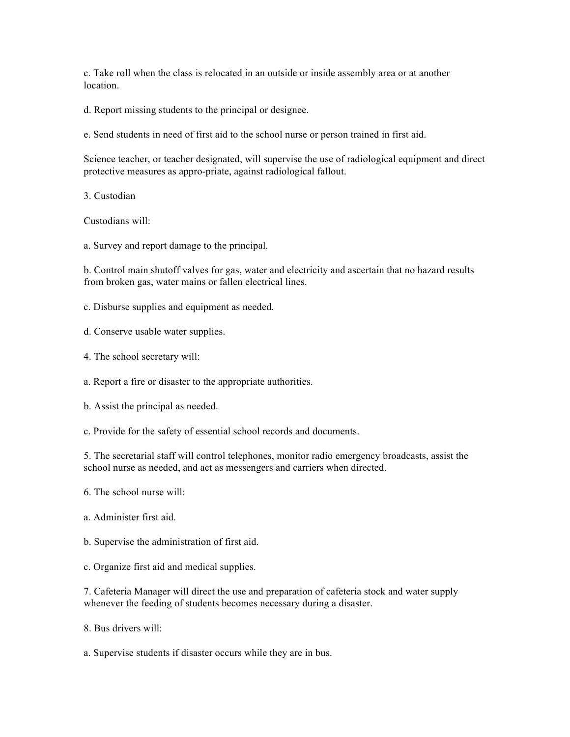c. Take roll when the class is relocated in an outside or inside assembly area or at another location.

d. Report missing students to the principal or designee.

e. Send students in need of first aid to the school nurse or person trained in first aid.

Science teacher, or teacher designated, will supervise the use of radiological equipment and direct protective measures as appro-priate, against radiological fallout.

3. Custodian

Custodians will:

a. Survey and report damage to the principal.

b. Control main shutoff valves for gas, water and electricity and ascertain that no hazard results from broken gas, water mains or fallen electrical lines.

c. Disburse supplies and equipment as needed.

d. Conserve usable water supplies.

4. The school secretary will:

a. Report a fire or disaster to the appropriate authorities.

b. Assist the principal as needed.

c. Provide for the safety of essential school records and documents.

5. The secretarial staff will control telephones, monitor radio emergency broadcasts, assist the school nurse as needed, and act as messengers and carriers when directed.

6. The school nurse will:

a. Administer first aid.

b. Supervise the administration of first aid.

c. Organize first aid and medical supplies.

7. Cafeteria Manager will direct the use and preparation of cafeteria stock and water supply whenever the feeding of students becomes necessary during a disaster.

8. Bus drivers will:

a. Supervise students if disaster occurs while they are in bus.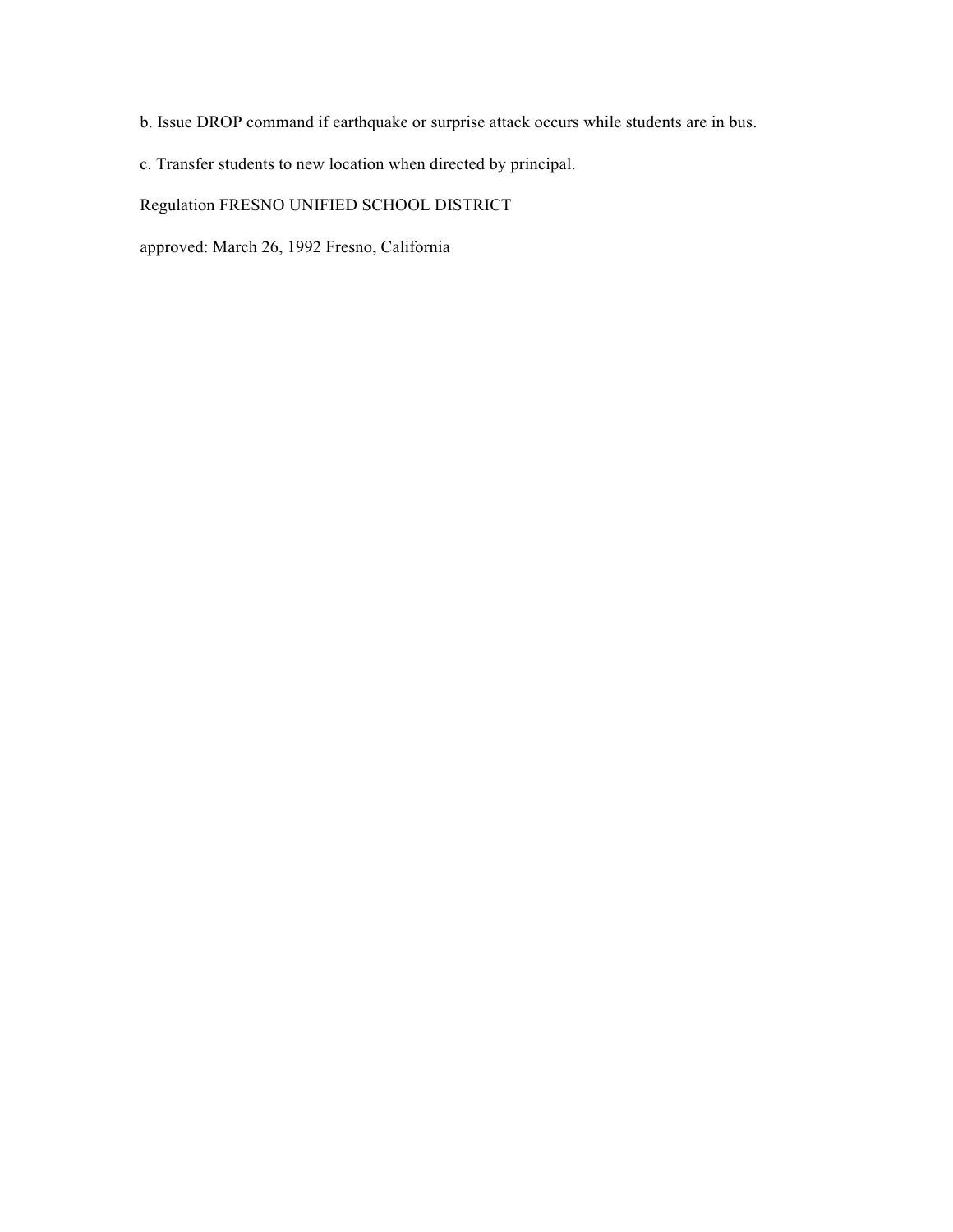b. Issue DROP command if earthquake or surprise attack occurs while students are in bus.

c. Transfer students to new location when directed by principal.

Regulation FRESNO UNIFIED SCHOOL DISTRICT

approved: March 26, 1992 Fresno, California